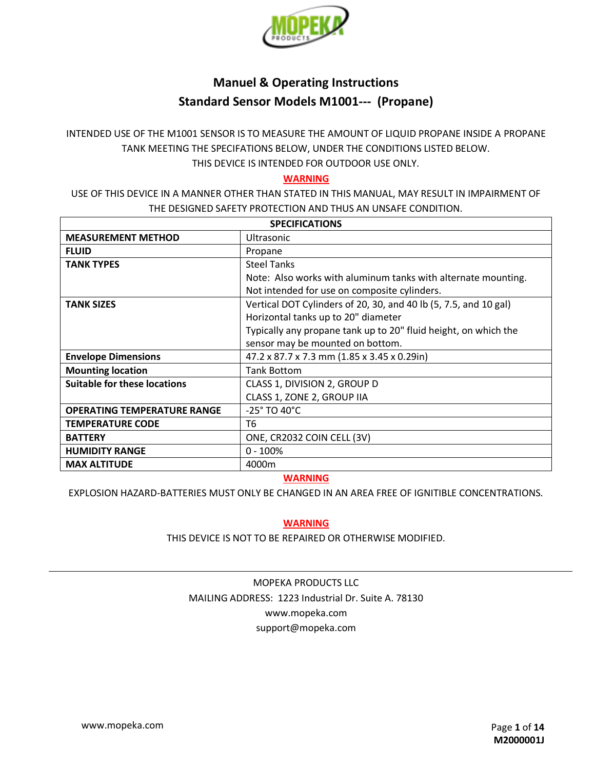# Manuel & Operating Instructions

## Standard Sensor Models M1001--- (Propane)

INTENDED USE OF THE M1001 SENSOR IS TO MEASURE THE AMOUNT OF LIQUID PROPANE INSIDE A PROPANE TANK MEETING THE SPECIFATIONS BELOW, UNDER THE CONDITIONS LISTED BELOW.
THIS DEVICE IS INTENDED FOR OUTDOOR USE ONLY.

**WARNING**

USE OF THIS DEVICE IN A MANNER OTHER THAN STATED IN THIS MANUAL, MAY RESULT IN IMPAIRMENT OF THE DESIGNED SAFETY PROTECTION AND THUS AN UNSAFE CONDITION.

| SPECIFICATIONS | |
|---|---|
| **MEASUREMENT METHOD** | Ultrasonic |
| **FLUID** | Propane |
| **TANK TYPES** | Steel Tanks<br>Note: Also works with aluminum tanks with alternate mounting.<br>Not intended for use on composite cylinders. |
| **TANK SIZES** | Vertical DOT Cylinders of 20, 30, and 40 lb (5, 7.5, and 10 gal)<br>Horizontal tanks up to 20" diameter<br>Typically any propane tank up to 20" fluid height, on which the sensor may be mounted on bottom. |
| **Envelope Dimensions** | 47.2 x 87.7 x 7.3 mm (1.85 x 3.45 x 0.29in) |
| **Mounting location** | Tank Bottom |
| **Suitable for these locations** | CLASS 1, DIVISION 2, GROUP D<br>CLASS 1, ZONE 2, GROUP IIA |
| **OPERATING TEMPERATURE RANGE** | -25° TO 40°C |
| **TEMPERATURE CODE** | T6 |
| **BATTERY** | ONE, CR2032 COIN CELL (3V) |
| **HUMIDITY RANGE** | 0 - 100% |
| **MAX ALTITUDE** | 4000m |

**WARNING**

EXPLOSION HAZARD-BATTERIES MUST ONLY BE CHANGED IN AN AREA FREE OF IGNITIBLE CONCENTRATIONS.

**WARNING**

THIS DEVICE IS NOT TO BE REPAIRED OR OTHERWISE MODIFIED.

---

MOPEKA PRODUCTS LLC
MAILING ADDRESS: 1223 Industrial Dr. Suite A. 78130
www.mopeka.com
support@mopeka.com

M2000001J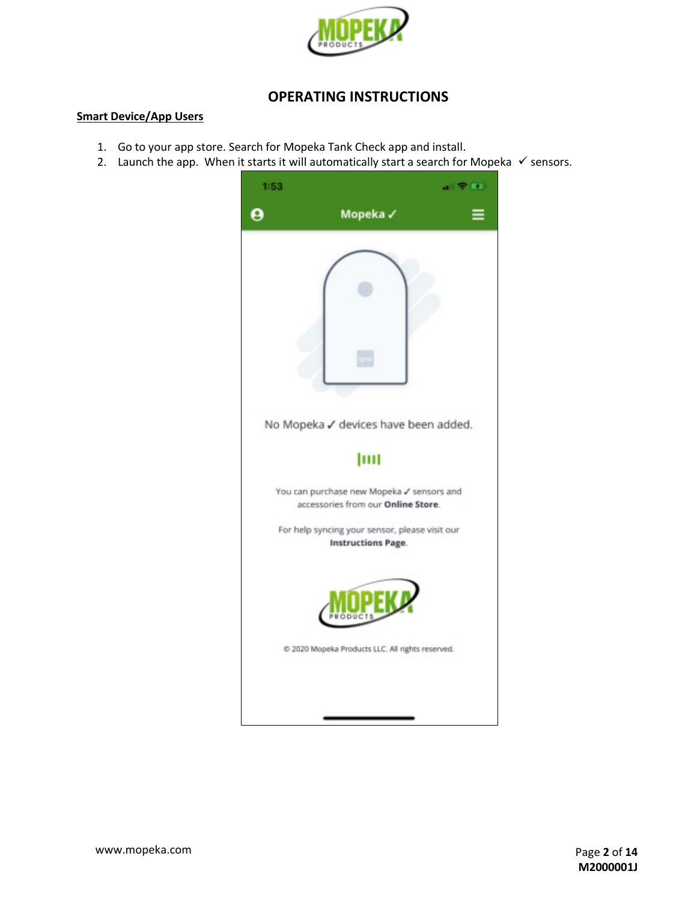## OPERATING INSTRUCTIONS

**Smart Device/App Users**

1. Go to your app store. Search for Mopeka Tank Check app and install.
2. Launch the app. When it starts it will automatically start a search for Mopeka ✓ sensors.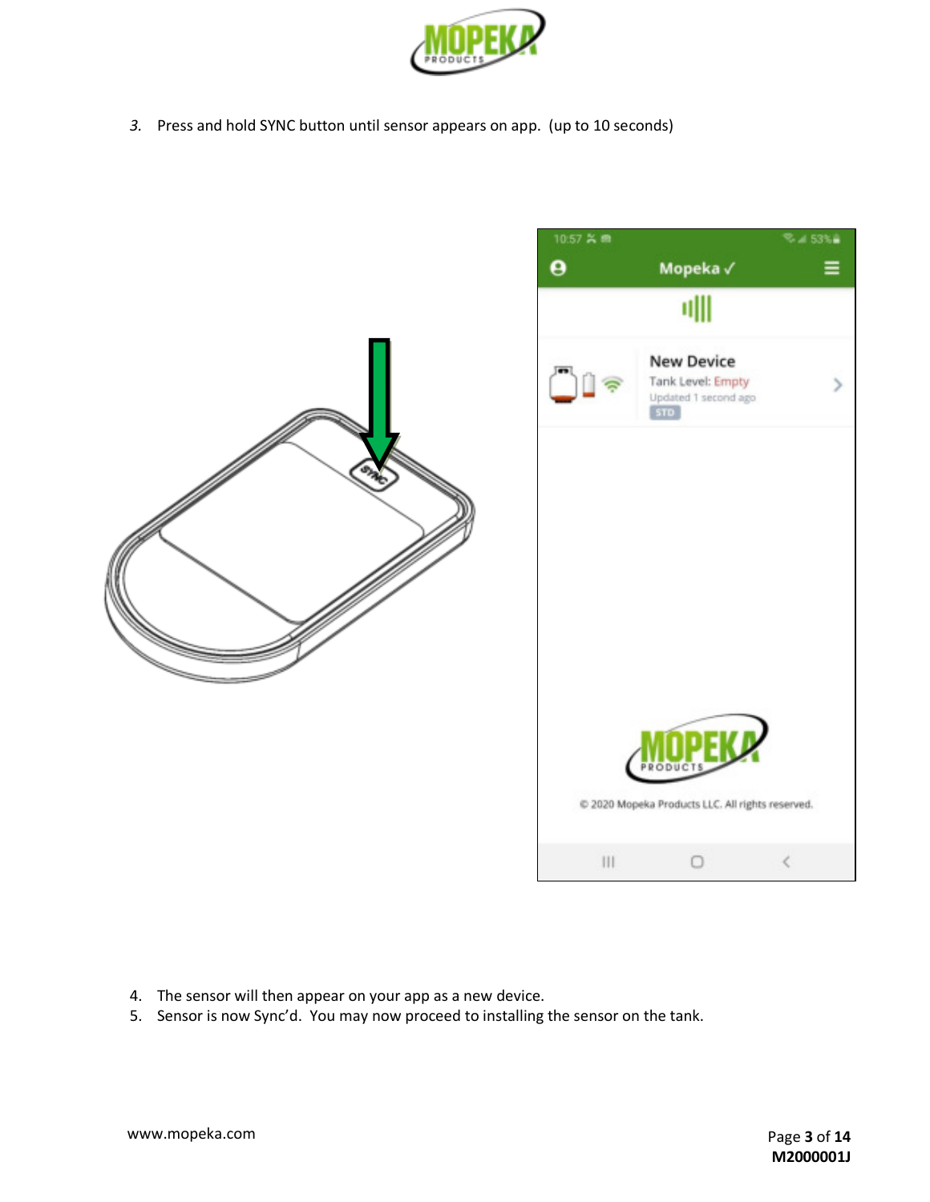3. Press and hold SYNC button until sensor appears on app. (up to 10 seconds)

4. The sensor will then appear on your app as a new device.
5. Sensor is now Sync'd. You may now proceed to installing the sensor on the tank.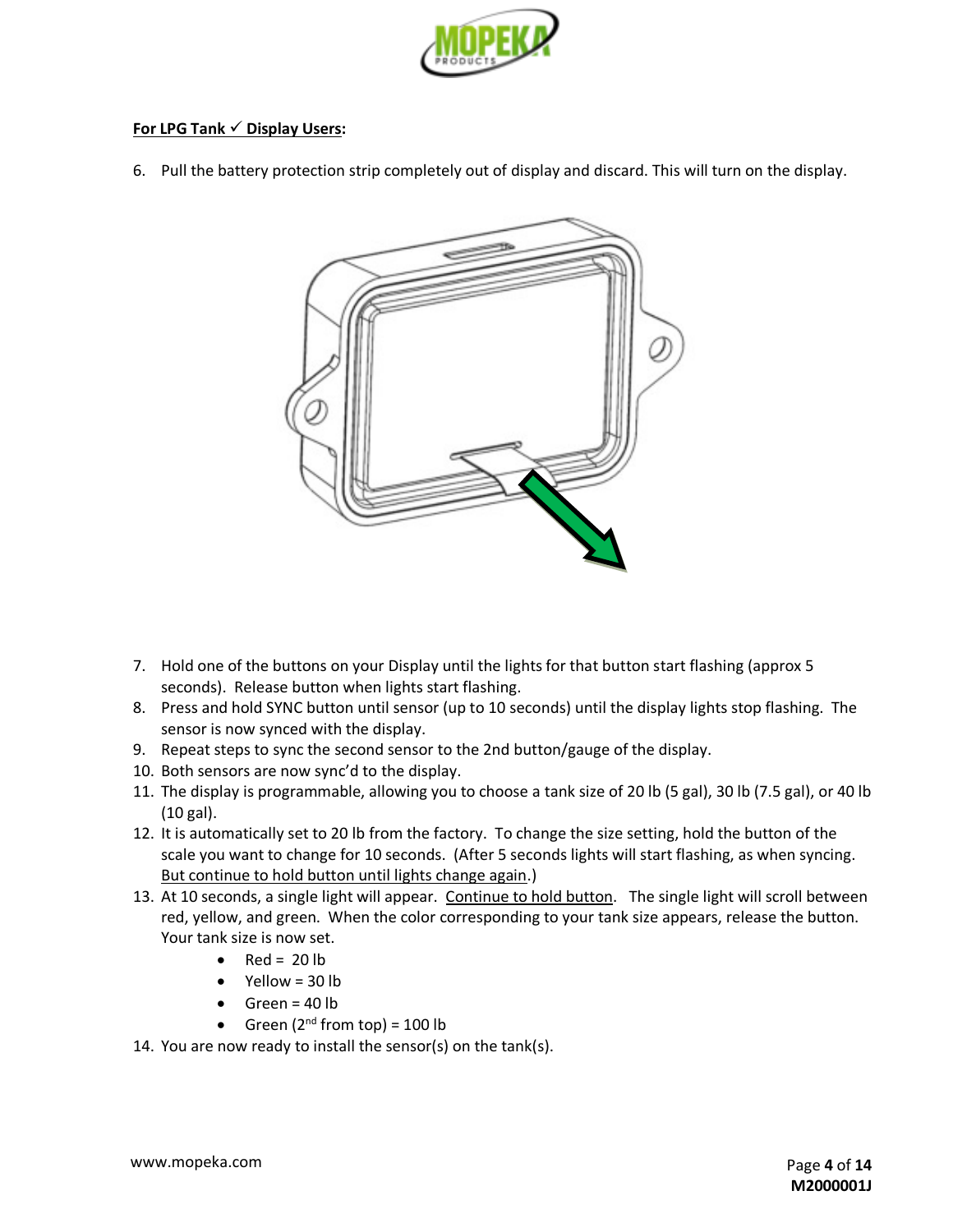**<u>For LPG Tank ✓ Display Users</u>:**

6. Pull the battery protection strip completely out of display and discard. This will turn on the display.

7. Hold one of the buttons on your Display until the lights for that button start flashing (approx 5 seconds). Release button when lights start flashing.
8. Press and hold SYNC button until sensor (up to 10 seconds) until the display lights stop flashing. The sensor is now synced with the display.
9. Repeat steps to sync the second sensor to the 2nd button/gauge of the display.
10. Both sensors are now sync'd to the display.
11. The display is programmable, allowing you to choose a tank size of 20 lb (5 gal), 30 lb (7.5 gal), or 40 lb (10 gal).
12. It is automatically set to 20 lb from the factory. To change the size setting, hold the button of the scale you want to change for 10 seconds. (After 5 seconds lights will start flashing, as when syncing. <u>But continue to hold button until lights change again</u>.)
13. At 10 seconds, a single light will appear. <u>Continue to hold button</u>. The single light will scroll between red, yellow, and green. When the color corresponding to your tank size appears, release the button. Your tank size is now set.
    - Red = 20 lb
    - Yellow = 30 lb
    - Green = 40 lb
    - Green (2nd from top) = 100 lb
14. You are now ready to install the sensor(s) on the tank(s).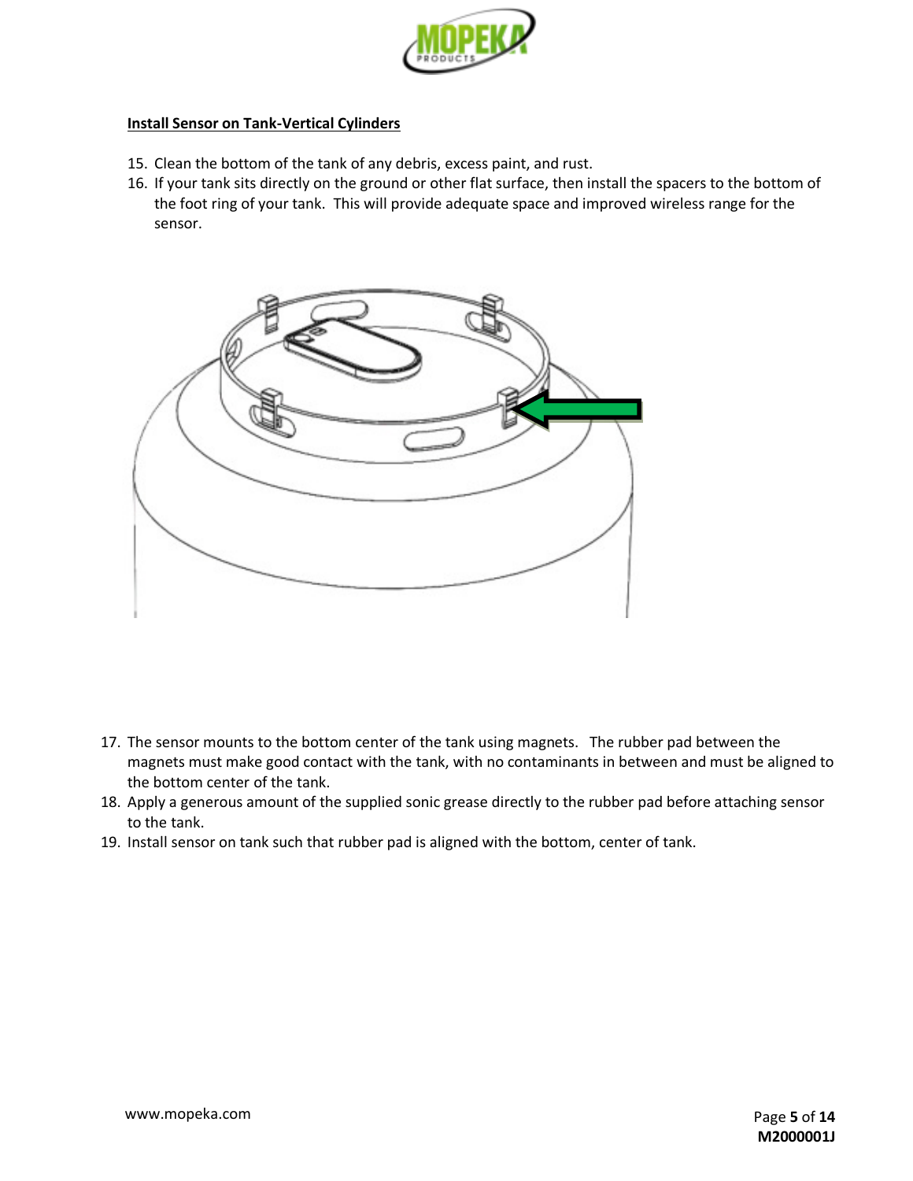## Install Sensor on Tank-Vertical Cylinders

15. Clean the bottom of the tank of any debris, excess paint, and rust.
16. If your tank sits directly on the ground or other flat surface, then install the spacers to the bottom of the foot ring of your tank. This will provide adequate space and improved wireless range for the sensor.

17. The sensor mounts to the bottom center of the tank using magnets. The rubber pad between the magnets must make good contact with the tank, with no contaminants in between and must be aligned to the bottom center of the tank.
18. Apply a generous amount of the supplied sonic grease directly to the rubber pad before attaching sensor to the tank.
19. Install sensor on tank such that rubber pad is aligned with the bottom, center of tank.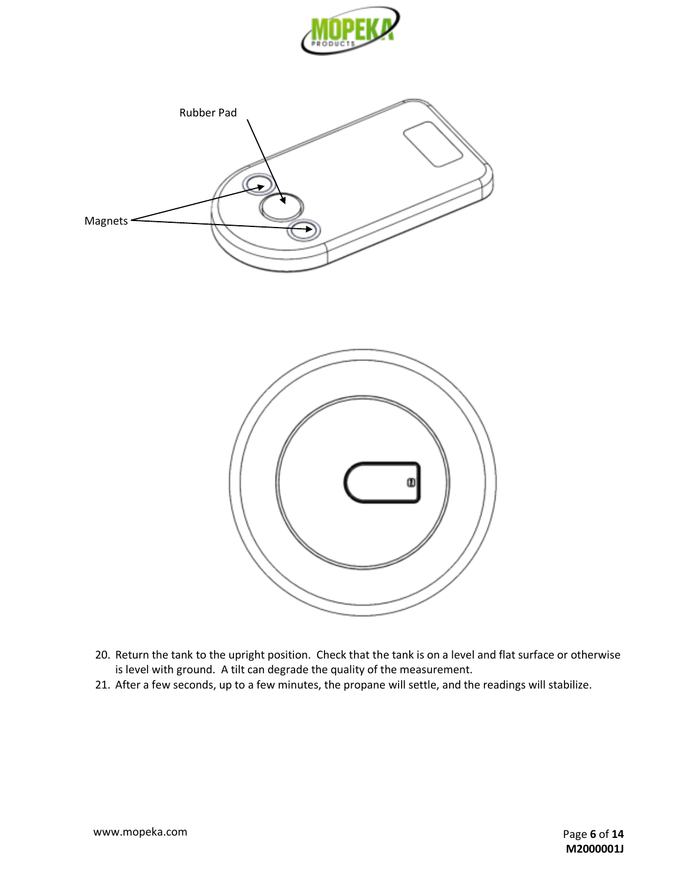Rubber Pad

Magnets

20. Return the tank to the upright position. Check that the tank is on a level and flat surface or otherwise is level with ground. A tilt can degrade the quality of the measurement.
21. After a few seconds, up to a few minutes, the propane will settle, and the readings will stabilize.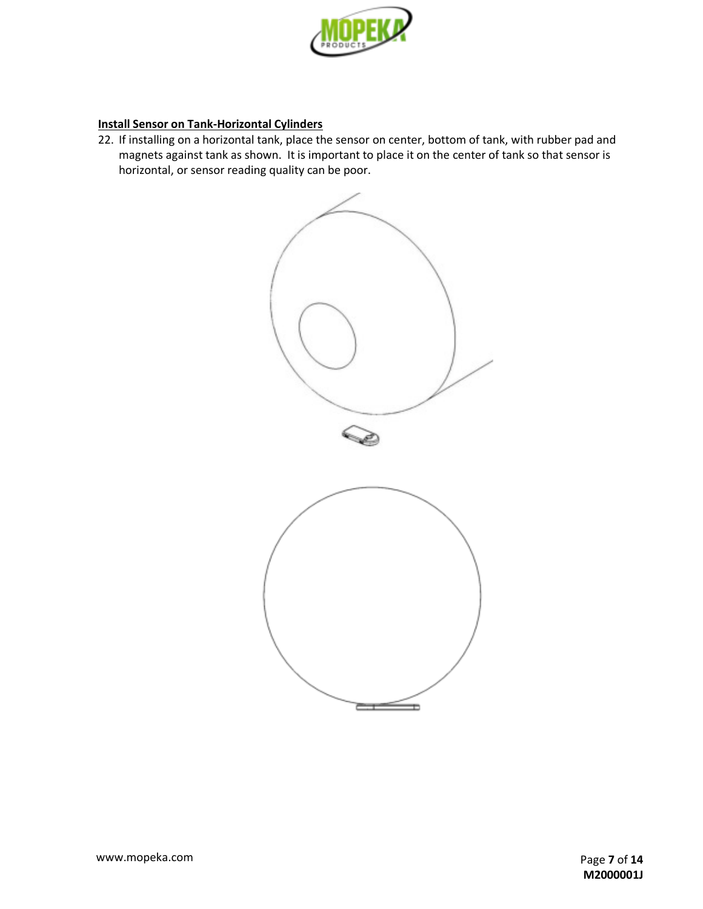**Install Sensor on Tank-Horizontal Cylinders**

22. If installing on a horizontal tank, place the sensor on center, bottom of tank, with rubber pad and magnets against tank as shown. It is important to place it on the center of tank so that sensor is horizontal, or sensor reading quality can be poor.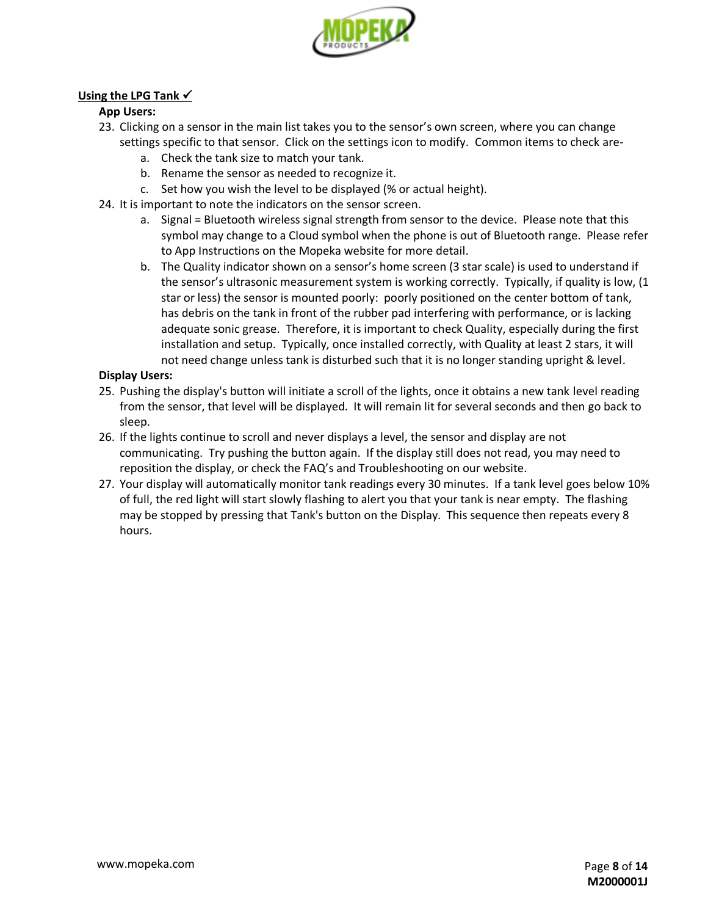## Using the LPG Tank ✓

**App Users:**

23. Clicking on a sensor in the main list takes you to the sensor's own screen, where you can change settings specific to that sensor. Click on the settings icon to modify. Common items to check are-
    a. Check the tank size to match your tank.
    b. Rename the sensor as needed to recognize it.
    c. Set how you wish the level to be displayed (% or actual height).
24. It is important to note the indicators on the sensor screen.
    a. Signal = Bluetooth wireless signal strength from sensor to the device. Please note that this symbol may change to a Cloud symbol when the phone is out of Bluetooth range. Please refer to App Instructions on the Mopeka website for more detail.
    b. The Quality indicator shown on a sensor's home screen (3 star scale) is used to understand if the sensor's ultrasonic measurement system is working correctly. Typically, if quality is low, (1 star or less) the sensor is mounted poorly: poorly positioned on the center bottom of tank, has debris on the tank in front of the rubber pad interfering with performance, or is lacking adequate sonic grease. Therefore, it is important to check Quality, especially during the first installation and setup. Typically, once installed correctly, with Quality at least 2 stars, it will not need change unless tank is disturbed such that it is no longer standing upright & level.

**Display Users:**

25. Pushing the display's button will initiate a scroll of the lights, once it obtains a new tank level reading from the sensor, that level will be displayed. It will remain lit for several seconds and then go back to sleep.
26. If the lights continue to scroll and never displays a level, the sensor and display are not communicating. Try pushing the button again. If the display still does not read, you may need to reposition the display, or check the FAQ's and Troubleshooting on our website.
27. Your display will automatically monitor tank readings every 30 minutes. If a tank level goes below 10% of full, the red light will start slowly flashing to alert you that your tank is near empty. The flashing may be stopped by pressing that Tank's button on the Display. This sequence then repeats every 8 hours.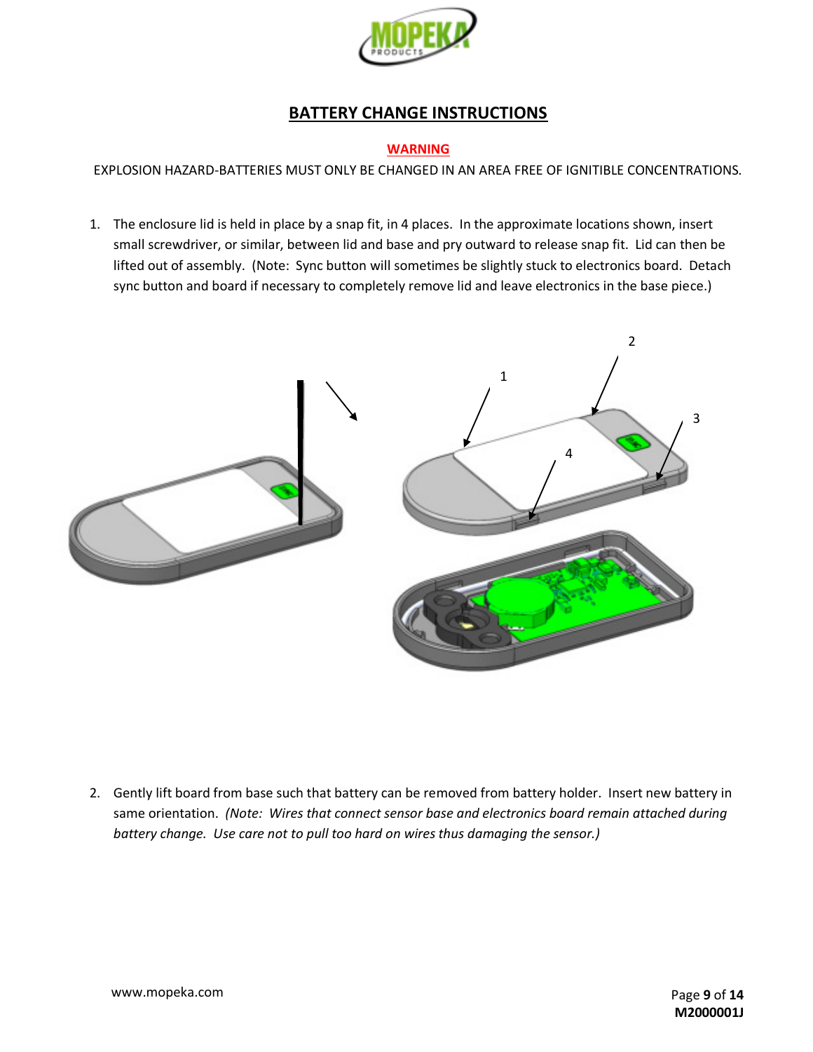# BATTERY CHANGE INSTRUCTIONS

**WARNING**

EXPLOSION HAZARD-BATTERIES MUST ONLY BE CHANGED IN AN AREA FREE OF IGNITIBLE CONCENTRATIONS.

1. The enclosure lid is held in place by a snap fit, in 4 places. In the approximate locations shown, insert small screwdriver, or similar, between lid and base and pry outward to release snap fit. Lid can then be lifted out of assembly. (Note: Sync button will sometimes be slightly stuck to electronics board. Detach sync button and board if necessary to completely remove lid and leave electronics in the base piece.)

2. Gently lift board from base such that battery can be removed from battery holder. Insert new battery in same orientation. *(Note: Wires that connect sensor base and electronics board remain attached during battery change. Use care not to pull too hard on wires thus damaging the sensor.)*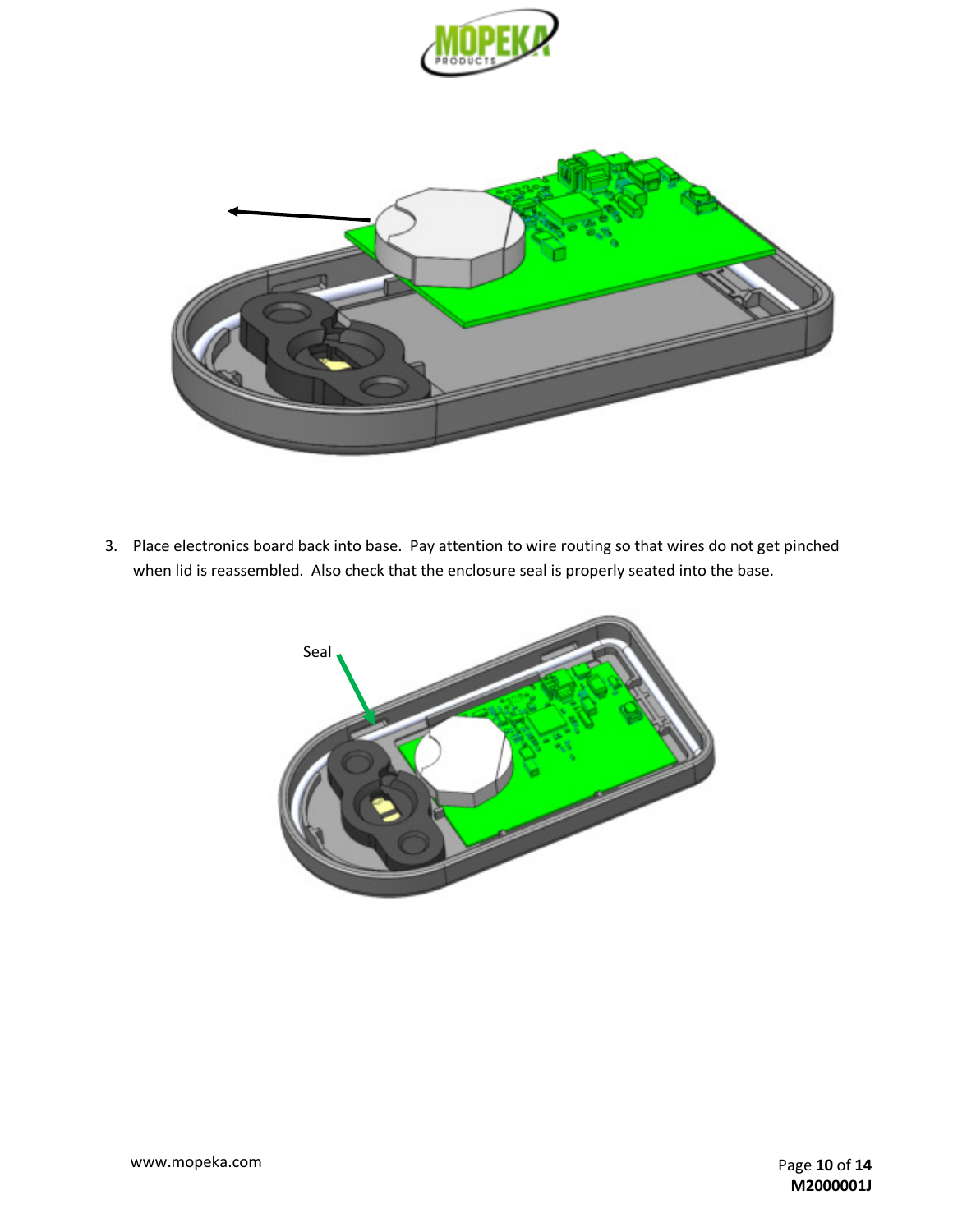3. Place electronics board back into base. Pay attention to wire routing so that wires do not get pinched when lid is reassembled. Also check that the enclosure seal is properly seated into the base.

Seal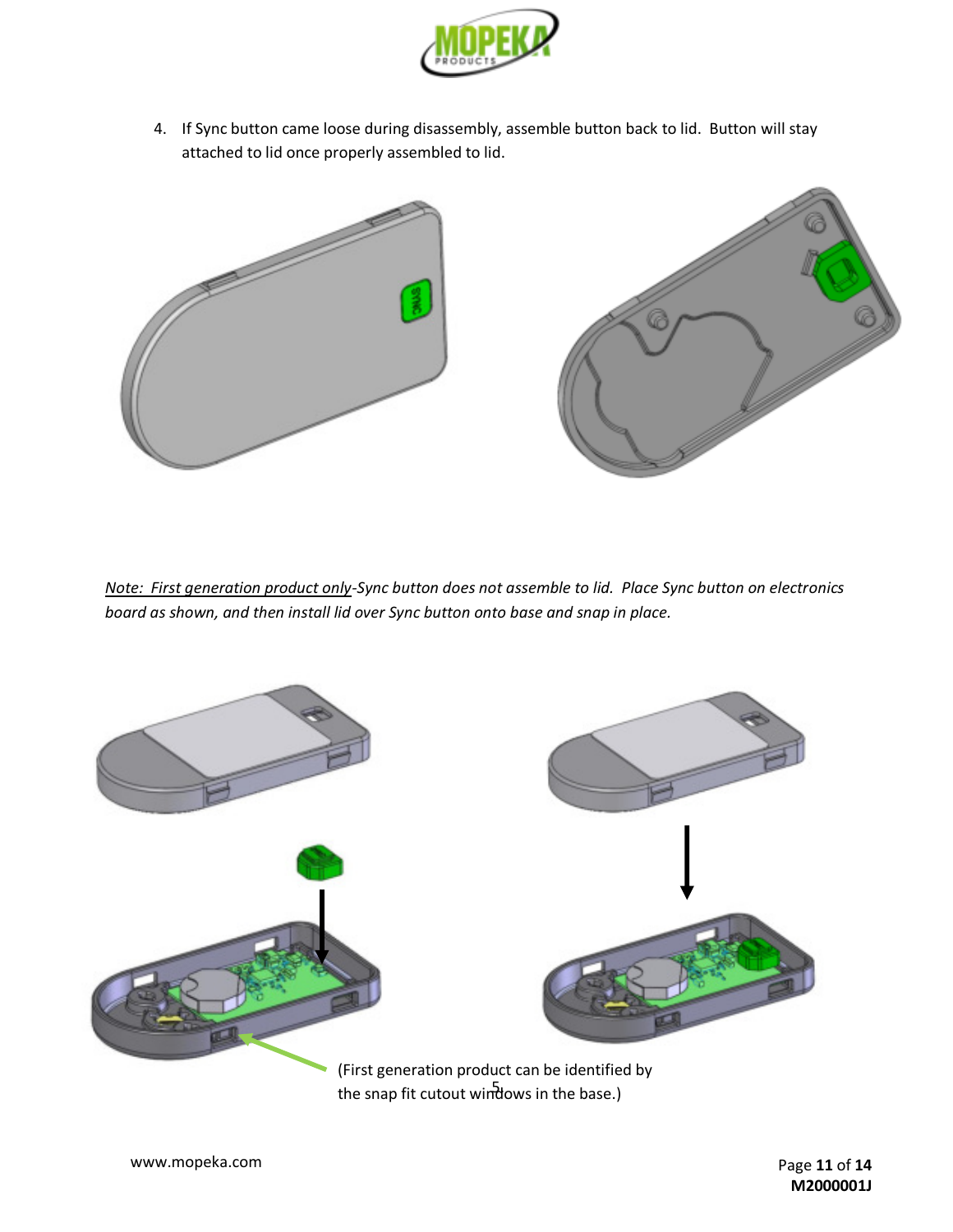4. If Sync button came loose during disassembly, assemble button back to lid. Button will stay attached to lid once properly assembled to lid.

*Note: First generation product only-Sync button does not assemble to lid. Place Sync button on electronics board as shown, and then install lid over Sync button onto base and snap in place.*

(First generation product can be identified by the snap fit cutout windows in the base.)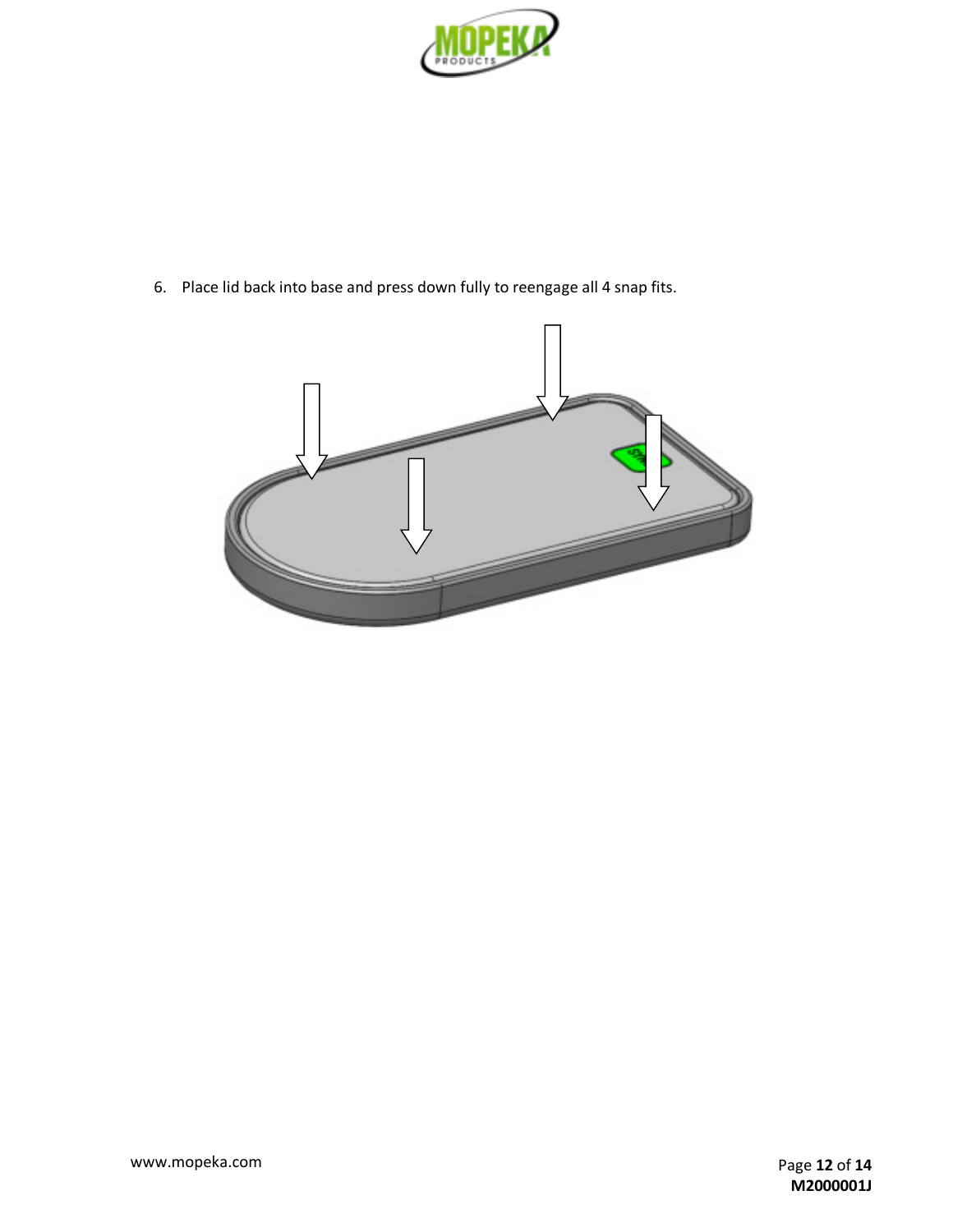6. Place lid back into base and press down fully to reengage all 4 snap fits.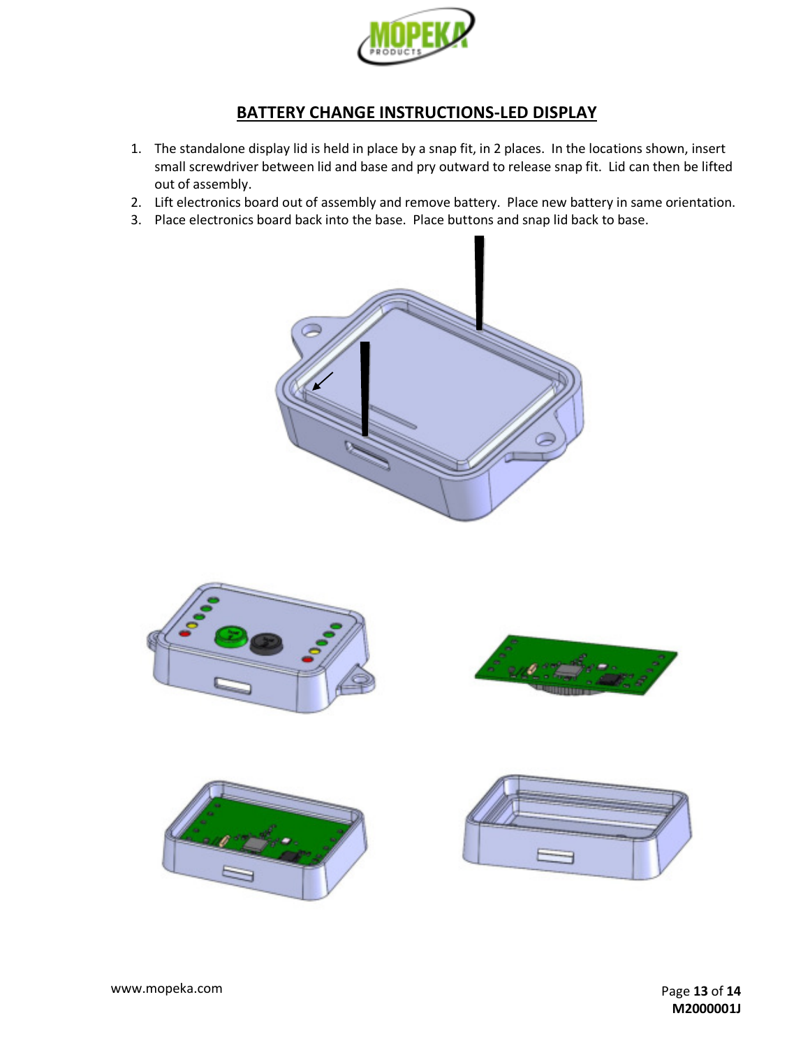## BATTERY CHANGE INSTRUCTIONS-LED DISPLAY

1. The standalone display lid is held in place by a snap fit, in 2 places. In the locations shown, insert small screwdriver between lid and base and pry outward to release snap fit. Lid can then be lifted out of assembly.
2. Lift electronics board out of assembly and remove battery. Place new battery in same orientation.
3. Place electronics board back into the base. Place buttons and snap lid back to base.

www.mopeka.com

M2000001J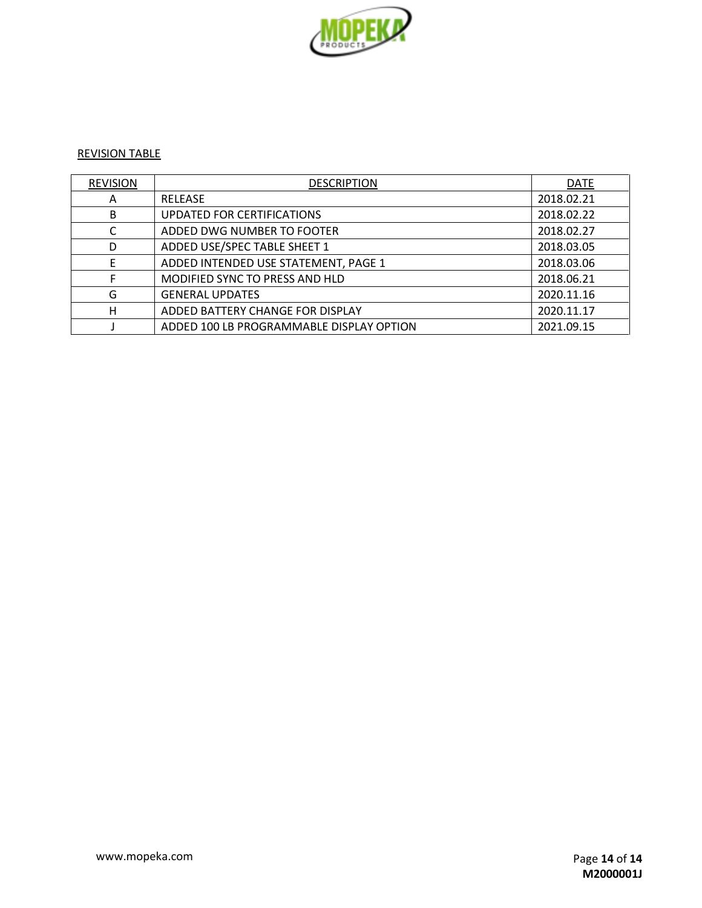REVISION TABLE

| REVISION | DESCRIPTION | DATE |
|---|---|---|
| A | RELEASE | 2018.02.21 |
| B | UPDATED FOR CERTIFICATIONS | 2018.02.22 |
| C | ADDED DWG NUMBER TO FOOTER | 2018.02.27 |
| D | ADDED USE/SPEC TABLE SHEET 1 | 2018.03.05 |
| E | ADDED INTENDED USE STATEMENT, PAGE 1 | 2018.03.06 |
| F | MODIFIED SYNC TO PRESS AND HLD | 2018.06.21 |
| G | GENERAL UPDATES | 2020.11.16 |
| H | ADDED BATTERY CHANGE FOR DISPLAY | 2020.11.17 |
| J | ADDED 100 LB PROGRAMMABLE DISPLAY OPTION | 2021.09.15 |